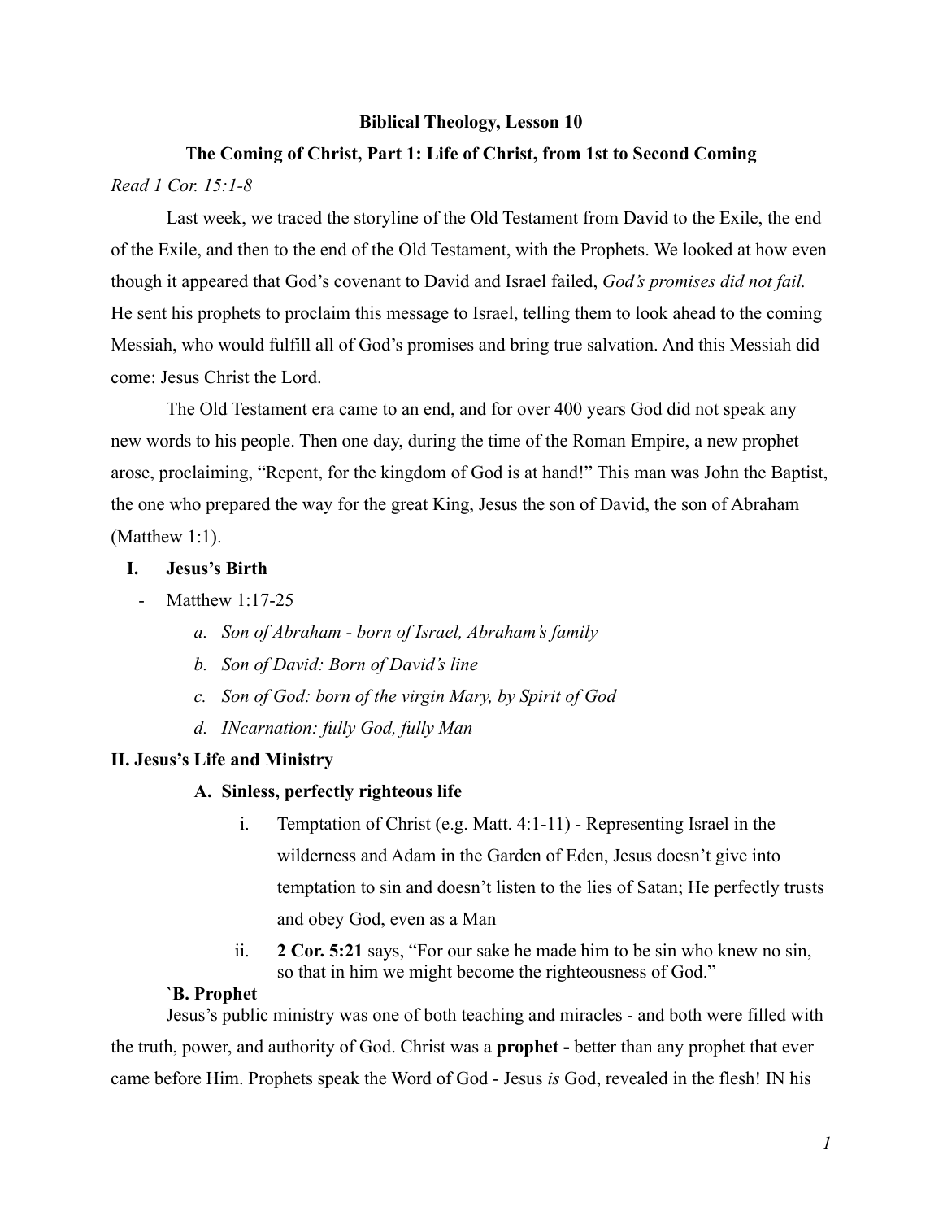**Biblical Theology, Lesson 10**

**The Coming of Christ, Part 1: Life of Christ, from 1st to Second Coming**

*Read 1 Cor. 15:1-8*

Last week, we traced the storyline of the Old Testament from David to the Exile, the end of the Exile, and then to the end of the Old Testament, with the Prophets. We looked at how even though it appeared that God's covenant to David and Israel failed, *God's promises did not fail.* He sent his prophets to proclaim this message to Israel, telling them to look ahead to the coming Messiah, who would fulfill all of God's promises and bring true salvation. And this Messiah did come: Jesus Christ the Lord.

The Old Testament era came to an end, and for over 400 years God did not speak any new words to his people. Then one day, during the time of the Roman Empire, a new prophet arose, proclaiming, "Repent, for the kingdom of God is at hand!" This man was John the Baptist, the one who prepared the way for the great King, Jesus the son of David, the son of Abraham (Matthew 1:1).

**I. Jesus's Birth**

- Matthew 1:17-25
    a. *Son of Abraham - born of Israel, Abraham's family*
    b. *Son of David: Born of David's line*
    c. *Son of God: born of the virgin Mary, by Spirit of God*
    d. *INcarnation: fully God, fully Man*

**II. Jesus's Life and Ministry**

**A. Sinless, perfectly righteous life**

i. Temptation of Christ (e.g. Matt. 4:1-11) - Representing Israel in the wilderness and Adam in the Garden of Eden, Jesus doesn't give into temptation to sin and doesn't listen to the lies of Satan; He perfectly trusts and obey God, even as a Man

ii. **2 Cor. 5:21** says, "For our sake he made him to be sin who knew no sin, so that in him we might become the righteousness of God."

**`B. Prophet**

Jesus's public ministry was one of both teaching and miracles - and both were filled with the truth, power, and authority of God. Christ was a **prophet -** better than any prophet that ever came before Him. Prophets speak the Word of God - Jesus *is* God, revealed in the flesh! IN his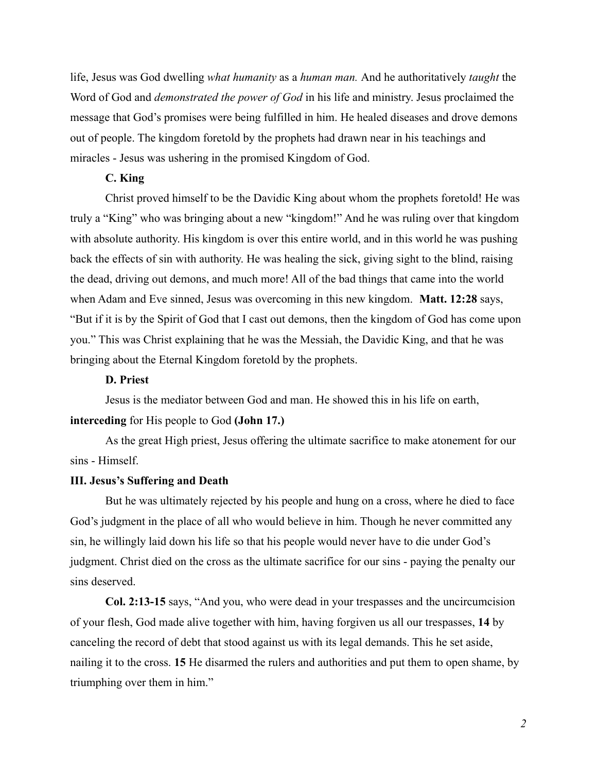life, Jesus was God dwelling *what humanity* as a *human man.* And he authoritatively *taught* the Word of God and *demonstrated the power of God* in his life and ministry. Jesus proclaimed the message that God's promises were being fulfilled in him. He healed diseases and drove demons out of people. The kingdom foretold by the prophets had drawn near in his teachings and miracles - Jesus was ushering in the promised Kingdom of God.

### C. King

Christ proved himself to be the Davidic King about whom the prophets foretold! He was truly a "King" who was bringing about a new "kingdom!" And he was ruling over that kingdom with absolute authority. His kingdom is over this entire world, and in this world he was pushing back the effects of sin with authority. He was healing the sick, giving sight to the blind, raising the dead, driving out demons, and much more! All of the bad things that came into the world when Adam and Eve sinned, Jesus was overcoming in this new kingdom. **Matt. 12:28** says, "But if it is by the Spirit of God that I cast out demons, then the kingdom of God has come upon you." This was Christ explaining that he was the Messiah, the Davidic King, and that he was bringing about the Eternal Kingdom foretold by the prophets.

### D. Priest

Jesus is the mediator between God and man. He showed this in his life on earth, **interceding** for His people to God **(John 17.)**

As the great High priest, Jesus offering the ultimate sacrifice to make atonement for our sins - Himself.

## III. Jesus's Suffering and Death

But he was ultimately rejected by his people and hung on a cross, where he died to face God's judgment in the place of all who would believe in him. Though he never committed any sin, he willingly laid down his life so that his people would never have to die under God's judgment. Christ died on the cross as the ultimate sacrifice for our sins - paying the penalty our sins deserved.

**Col. 2:13-15** says, "And you, who were dead in your trespasses and the uncircumcision of your flesh, God made alive together with him, having forgiven us all our trespasses, **14** by canceling the record of debt that stood against us with its legal demands. This he set aside, nailing it to the cross. **15** He disarmed the rulers and authorities and put them to open shame, by triumphing over them in him."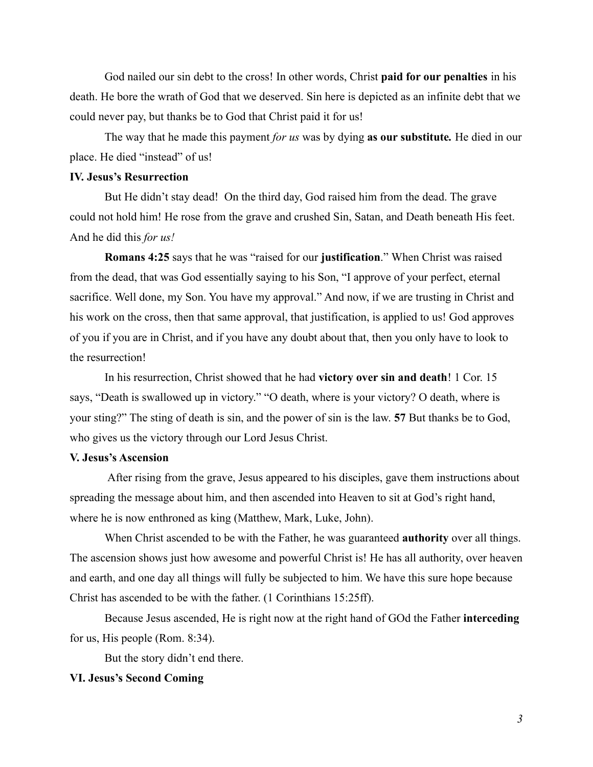God nailed our sin debt to the cross! In other words, Christ **paid for our penalties** in his death. He bore the wrath of God that we deserved. Sin here is depicted as an infinite debt that we could never pay, but thanks be to God that Christ paid it for us!

The way that he made this payment *for us* was by dying **as our substitute.** He died in our place. He died "instead" of us!

**IV. Jesus's Resurrection**

But He didn't stay dead! On the third day, God raised him from the dead. The grave could not hold him! He rose from the grave and crushed Sin, Satan, and Death beneath His feet. And he did this *for us!*

**Romans 4:25** says that he was "raised for our **justification**." When Christ was raised from the dead, that was God essentially saying to his Son, "I approve of your perfect, eternal sacrifice. Well done, my Son. You have my approval." And now, if we are trusting in Christ and his work on the cross, then that same approval, that justification, is applied to us! God approves of you if you are in Christ, and if you have any doubt about that, then you only have to look to the resurrection!

In his resurrection, Christ showed that he had **victory over sin and death**! 1 Cor. 15 says, "Death is swallowed up in victory." "O death, where is your victory? O death, where is your sting?" The sting of death is sin, and the power of sin is the law. **57** But thanks be to God, who gives us the victory through our Lord Jesus Christ.

**V. Jesus's Ascension**

After rising from the grave, Jesus appeared to his disciples, gave them instructions about spreading the message about him, and then ascended into Heaven to sit at God's right hand, where he is now enthroned as king (Matthew, Mark, Luke, John).

When Christ ascended to be with the Father, he was guaranteed **authority** over all things. The ascension shows just how awesome and powerful Christ is! He has all authority, over heaven and earth, and one day all things will fully be subjected to him. We have this sure hope because Christ has ascended to be with the father. (1 Corinthians 15:25ff).

Because Jesus ascended, He is right now at the right hand of GOd the Father **interceding** for us, His people (Rom. 8:34).

But the story didn't end there.

**VI. Jesus's Second Coming**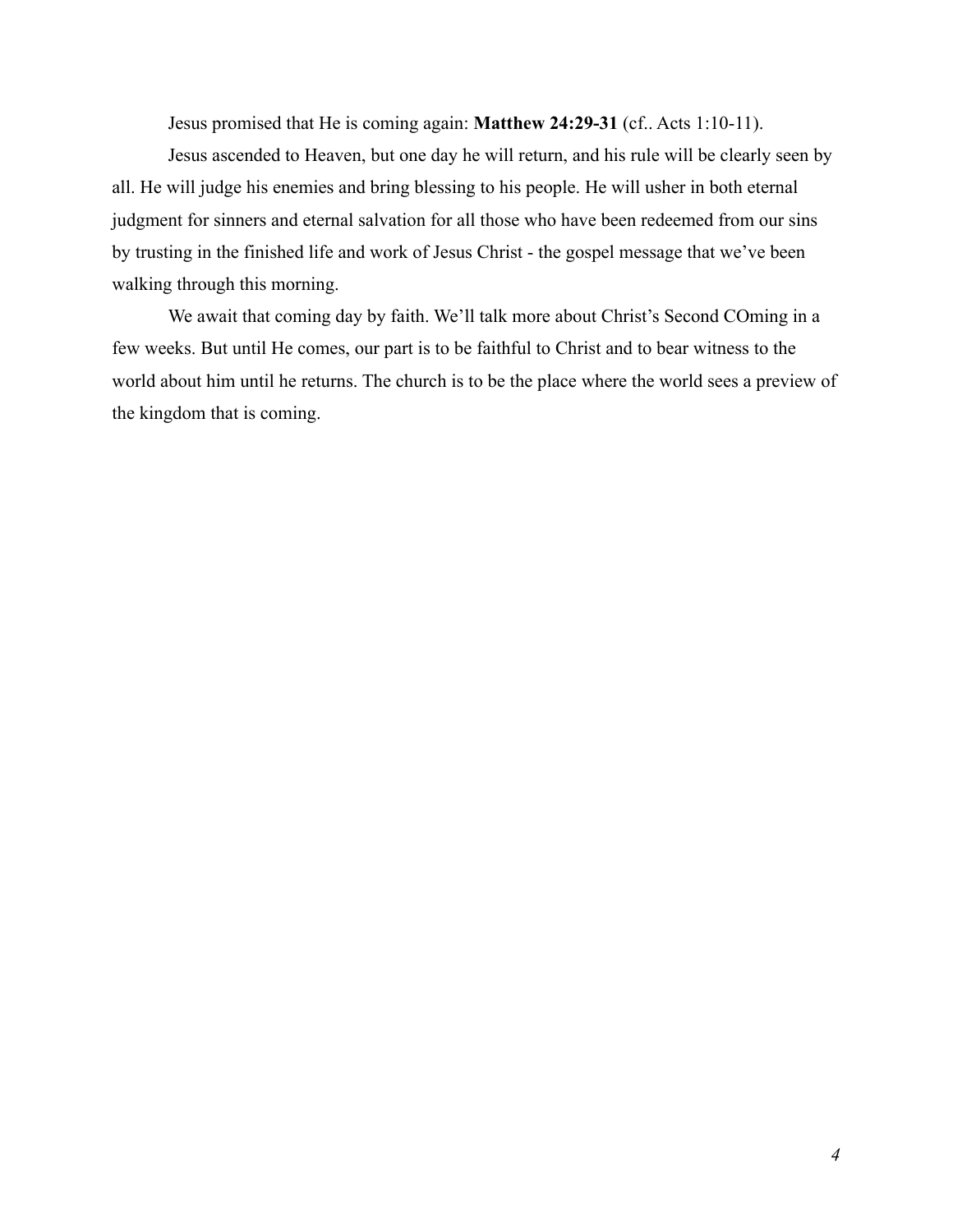Jesus promised that He is coming again: **Matthew 24:29-31** (cf.. Acts 1:10-11).

Jesus ascended to Heaven, but one day he will return, and his rule will be clearly seen by all. He will judge his enemies and bring blessing to his people. He will usher in both eternal judgment for sinners and eternal salvation for all those who have been redeemed from our sins by trusting in the finished life and work of Jesus Christ - the gospel message that we've been walking through this morning.

We await that coming day by faith. We'll talk more about Christ's Second COming in a few weeks. But until He comes, our part is to be faithful to Christ and to bear witness to the world about him until he returns. The church is to be the place where the world sees a preview of the kingdom that is coming.